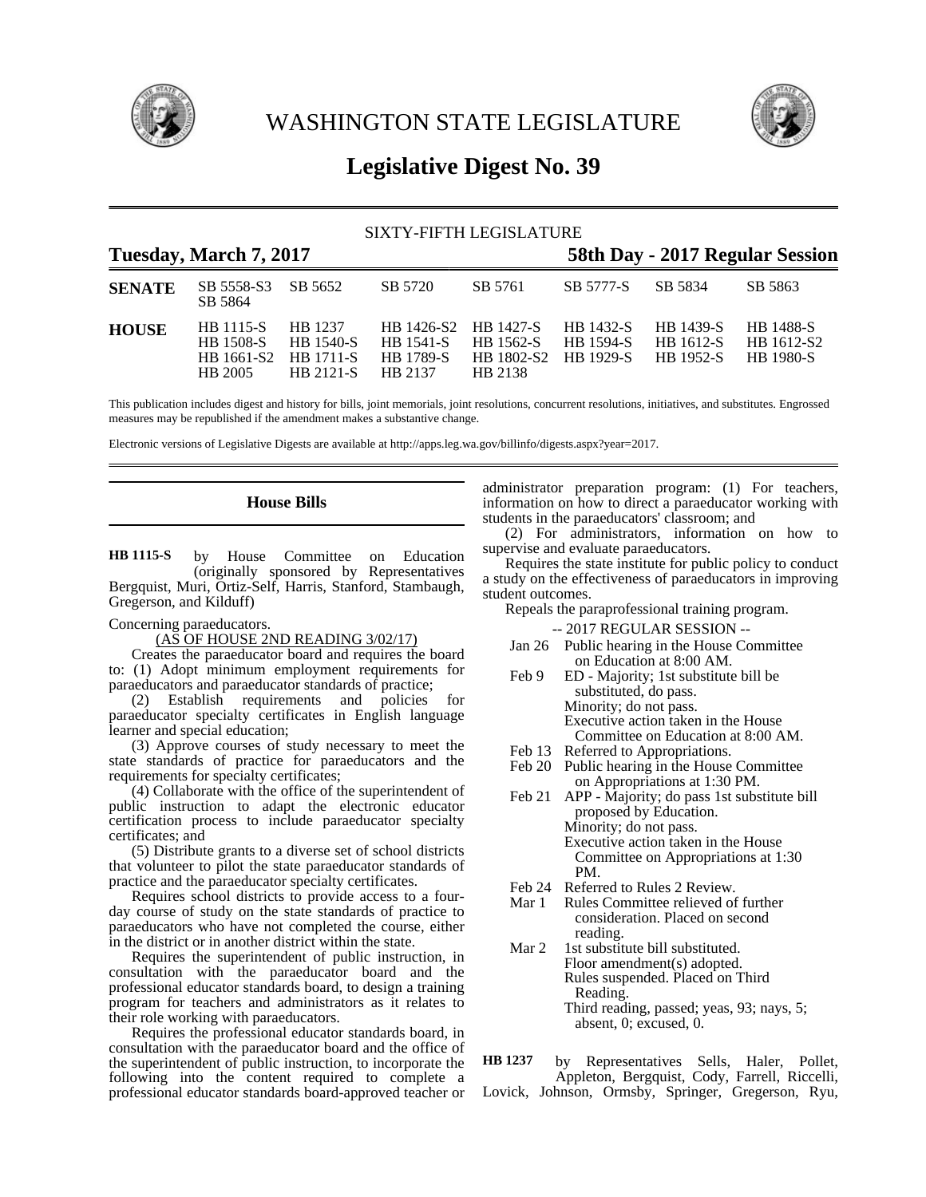# WASHINGTON STATE LEGISLATURE

## Legislative Digest No. 39

SIXTY-FIFTH LEGISLATURE

**Tuesday, March 7, 2017** **58th Day - 2017 Regular Session**

| | | | | | | | |
|---|---|---|---|---|---|---|---|
| **SENATE** | SB 5558-S3<br>SB 5864 | SB 5652 | SB 5720 | SB 5761 | SB 5777-S | SB 5834 | SB 5863 |
| **HOUSE** | HB 1115-S<br>HB 1508-S<br>HB 1661-S2<br>HB 2005 | HB 1237<br>HB 1540-S<br>HB 1711-S<br>HB 2121-S | HB 1426-S2<br>HB 1541-S<br>HB 1789-S<br>HB 2137 | HB 1427-S<br>HB 1562-S<br>HB 1802-S2<br>HB 2138 | HB 1432-S<br>HB 1594-S<br>HB 1929-S | HB 1439-S<br>HB 1612-S<br>HB 1952-S | HB 1488-S<br>HB 1612-S2<br>HB 1980-S |

This publication includes digest and history for bills, joint memorials, joint resolutions, concurrent resolutions, initiatives, and substitutes. Engrossed measures may be republished if the amendment makes a substantive change.

Electronic versions of Legislative Digests are available at http://apps.leg.wa.gov/billinfo/digests.aspx?year=2017.

### House Bills

**HB 1115-S** by House Committee on Education (originally sponsored by Representatives Bergquist, Muri, Ortiz-Self, Harris, Stanford, Stambaugh, Gregerson, and Kilduff)

Concerning paraeducators.

(AS OF HOUSE 2ND READING 3/02/17)

Creates the paraeducator board and requires the board to: (1) Adopt minimum employment requirements for paraeducators and paraeducator standards of practice;

(2) Establish requirements and policies for paraeducator specialty certificates in English language learner and special education;

(3) Approve courses of study necessary to meet the state standards of practice for paraeducators and the requirements for specialty certificates;

(4) Collaborate with the office of the superintendent of public instruction to adapt the electronic educator certification process to include paraeducator specialty certificates; and

(5) Distribute grants to a diverse set of school districts that volunteer to pilot the state paraeducator standards of practice and the paraeducator specialty certificates.

Requires school districts to provide access to a four-day course of study on the state standards of practice to paraeducators who have not completed the course, either in the district or in another district within the state.

Requires the superintendent of public instruction, in consultation with the paraeducator board and the professional educator standards board, to design a training program for teachers and administrators as it relates to their role working with paraeducators.

Requires the professional educator standards board, in consultation with the paraeducator board and the office of the superintendent of public instruction, to incorporate the following into the content required to complete a professional educator standards board-approved teacher or administrator preparation program: (1) For teachers, information on how to direct a paraeducator working with students in the paraeducators' classroom; and

(2) For administrators, information on how to supervise and evaluate paraeducators.

Requires the state institute for public policy to conduct a study on the effectiveness of paraeducators in improving student outcomes.

Repeals the paraprofessional training program.

-- 2017 REGULAR SESSION --

Jan 26 Public hearing in the House Committee on Education at 8:00 AM.

Feb 9 ED - Majority; 1st substitute bill be substituted, do pass.
Minority; do not pass.
Executive action taken in the House Committee on Education at 8:00 AM.

Feb 13 Referred to Appropriations.

Feb 20 Public hearing in the House Committee on Appropriations at 1:30 PM.

Feb 21 APP - Majority; do pass 1st substitute bill proposed by Education.
Minority; do not pass.
Executive action taken in the House Committee on Appropriations at 1:30 PM.

Feb 24 Referred to Rules 2 Review.

Mar 1 Rules Committee relieved of further consideration. Placed on second reading.

Mar 2 1st substitute bill substituted.
Floor amendment(s) adopted.
Rules suspended. Placed on Third Reading.
Third reading, passed; yeas, 93; nays, 5; absent, 0; excused, 0.

**HB 1237** by Representatives Sells, Haler, Pollet, Appleton, Bergquist, Cody, Farrell, Riccelli, Lovick, Johnson, Ormsby, Springer, Gregerson, Ryu,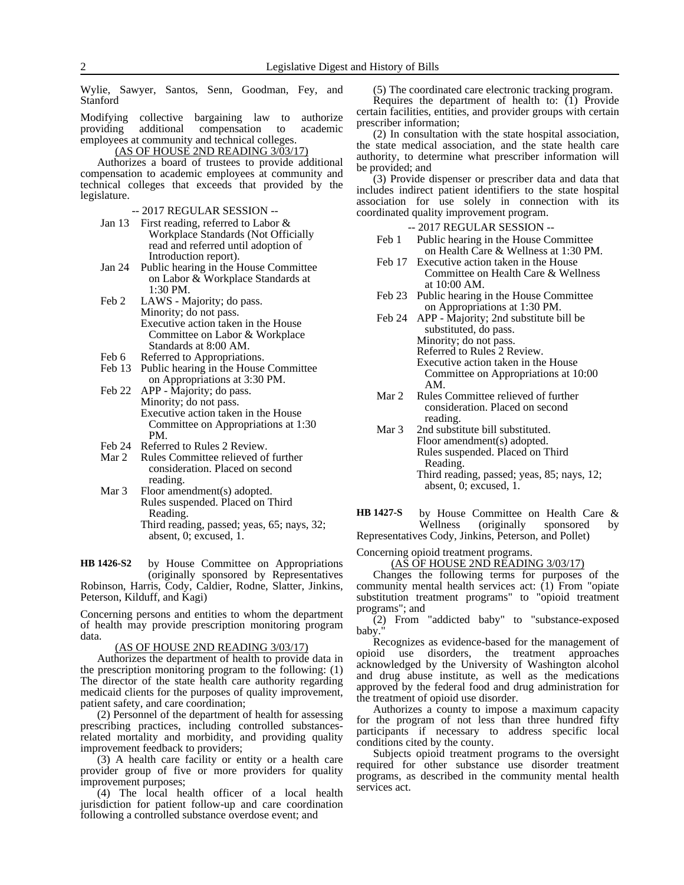Wylie, Sawyer, Santos, Senn, Goodman, Fey, and Stanford

Modifying collective bargaining law to authorize providing additional compensation to academic employees at community and technical colleges.

(AS OF HOUSE 2ND READING 3/03/17)

Authorizes a board of trustees to provide additional compensation to academic employees at community and technical colleges that exceeds that provided by the legislature.

-- 2017 REGULAR SESSION --

| | |
|---|---|
| Jan 13 | First reading, referred to Labor & Workplace Standards (Not Officially read and referred until adoption of Introduction report). |
| Jan 24 | Public hearing in the House Committee on Labor & Workplace Standards at 1:30 PM. |
| Feb 2 | LAWS - Majority; do pass. Minority; do not pass. Executive action taken in the House Committee on Labor & Workplace Standards at 8:00 AM. |
| Feb 6 | Referred to Appropriations. |
| Feb 13 | Public hearing in the House Committee on Appropriations at 3:30 PM. |
| Feb 22 | APP - Majority; do pass. Minority; do not pass. Executive action taken in the House Committee on Appropriations at 1:30 PM. |
| Feb 24 | Referred to Rules 2 Review. |
| Mar 2 | Rules Committee relieved of further consideration. Placed on second reading. |
| Mar 3 | Floor amendment(s) adopted. Rules suspended. Placed on Third Reading. Third reading, passed; yeas, 65; nays, 32; absent, 0; excused, 1. |

**HB 1426-S2** by House Committee on Appropriations (originally sponsored by Representatives Robinson, Harris, Cody, Caldier, Rodne, Slatter, Jinkins, Peterson, Kilduff, and Kagi)

Concerning persons and entities to whom the department of health may provide prescription monitoring program data.

(AS OF HOUSE 2ND READING 3/03/17)

Authorizes the department of health to provide data in the prescription monitoring program to the following: (1) The director of the state health care authority regarding medicaid clients for the purposes of quality improvement, patient safety, and care coordination;

(2) Personnel of the department of health for assessing prescribing practices, including controlled substances-related mortality and morbidity, and providing quality improvement feedback to providers;

(3) A health care facility or entity or a health care provider group of five or more providers for quality improvement purposes;

(4) The local health officer of a local health jurisdiction for patient follow-up and care coordination following a controlled substance overdose event; and

(5) The coordinated care electronic tracking program.

Requires the department of health to: (1) Provide certain facilities, entities, and provider groups with certain prescriber information;

(2) In consultation with the state hospital association, the state medical association, and the state health care authority, to determine what prescriber information will be provided; and

(3) Provide dispenser or prescriber data and data that includes indirect patient identifiers to the state hospital association for use solely in connection with its coordinated quality improvement program.

-- 2017 REGULAR SESSION --

| | |
|---|---|
| Feb 1 | Public hearing in the House Committee on Health Care & Wellness at 1:30 PM. |
| Feb 17 | Executive action taken in the House Committee on Health Care & Wellness at 10:00 AM. |
| Feb 23 | Public hearing in the House Committee on Appropriations at 1:30 PM. |
| Feb 24 | APP - Majority; 2nd substitute bill be substituted, do pass. Minority; do not pass. Referred to Rules 2 Review. Executive action taken in the House Committee on Appropriations at 10:00 AM. |
| Mar 2 | Rules Committee relieved of further consideration. Placed on second reading. |
| Mar 3 | 2nd substitute bill substituted. Floor amendment(s) adopted. Rules suspended. Placed on Third Reading. Third reading, passed; yeas, 85; nays, 12; absent, 0; excused, 1. |

**HB 1427-S** by House Committee on Health Care & Wellness (originally sponsored by Representatives Cody, Jinkins, Peterson, and Pollet)

Concerning opioid treatment programs.

(AS OF HOUSE 2ND READING 3/03/17)

Changes the following terms for purposes of the community mental health services act: (1) From "opiate substitution treatment programs" to "opioid treatment programs"; and

(2) From "addicted baby" to "substance-exposed baby."

Recognizes as evidence-based for the management of opioid use disorders, the treatment approaches acknowledged by the University of Washington alcohol and drug abuse institute, as well as the medications approved by the federal food and drug administration for the treatment of opioid use disorder.

Authorizes a county to impose a maximum capacity for the program of not less than three hundred fifty participants if necessary to address specific local conditions cited by the county.

Subjects opioid treatment programs to the oversight required for other substance use disorder treatment programs, as described in the community mental health services act.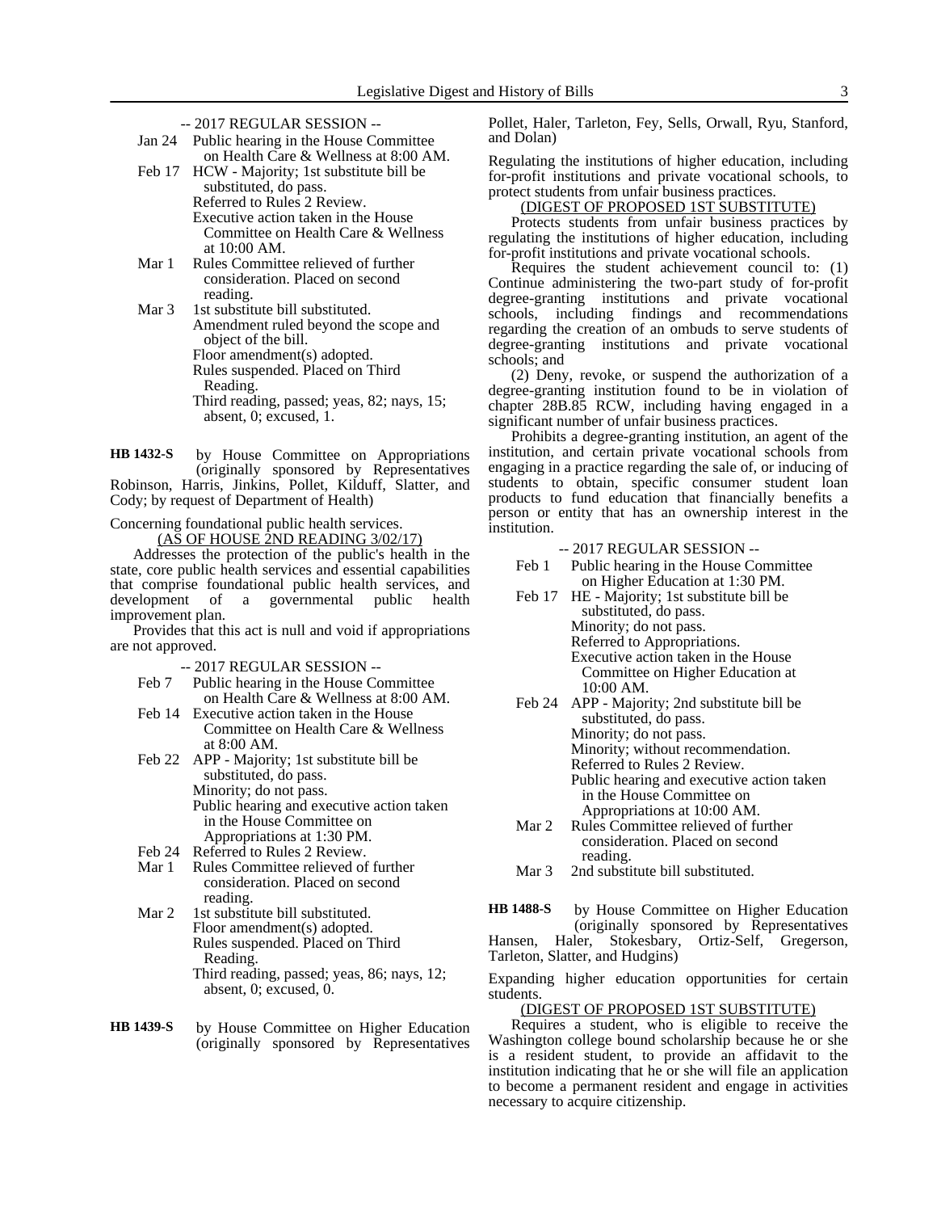-- 2017 REGULAR SESSION --

- Jan 24 Public hearing in the House Committee on Health Care & Wellness at 8:00 AM.
- Feb 17 HCW - Majority; 1st substitute bill be substituted, do pass.
  Referred to Rules 2 Review.
  Executive action taken in the House Committee on Health Care & Wellness at 10:00 AM.
- Mar 1 Rules Committee relieved of further consideration. Placed on second reading.
- Mar 3 1st substitute bill substituted.
  Amendment ruled beyond the scope and object of the bill.
  Floor amendment(s) adopted.
  Rules suspended. Placed on Third Reading.
  Third reading, passed; yeas, 82; nays, 15; absent, 0; excused, 1.

**HB 1432-S** by House Committee on Appropriations (originally sponsored by Representatives Robinson, Harris, Jinkins, Pollet, Kilduff, Slatter, and Cody; by request of Department of Health)

Concerning foundational public health services.

(AS OF HOUSE 2ND READING 3/02/17)

Addresses the protection of the public's health in the state, core public health services and essential capabilities that comprise foundational public health services, and development of a governmental public health improvement plan.

Provides that this act is null and void if appropriations are not approved.

-- 2017 REGULAR SESSION --

- Feb 7 Public hearing in the House Committee on Health Care & Wellness at 8:00 AM.
- Feb 14 Executive action taken in the House Committee on Health Care & Wellness at 8:00 AM.
- Feb 22 APP - Majority; 1st substitute bill be substituted, do pass.
  Minority; do not pass.
  Public hearing and executive action taken in the House Committee on Appropriations at 1:30 PM.
- Feb 24 Referred to Rules 2 Review.
- Mar 1 Rules Committee relieved of further consideration. Placed on second reading.
- Mar 2 1st substitute bill substituted.
  Floor amendment(s) adopted.
  Rules suspended. Placed on Third Reading.
  Third reading, passed; yeas, 86; nays, 12; absent, 0; excused, 0.

**HB 1439-S** by House Committee on Higher Education (originally sponsored by Representatives Pollet, Haler, Tarleton, Fey, Sells, Orwall, Ryu, Stanford, and Dolan)

Regulating the institutions of higher education, including for-profit institutions and private vocational schools, to protect students from unfair business practices.

(DIGEST OF PROPOSED 1ST SUBSTITUTE)

Protects students from unfair business practices by regulating the institutions of higher education, including for-profit institutions and private vocational schools.

Requires the student achievement council to: (1) Continue administering the two-part study of for-profit degree-granting institutions and private vocational schools, including findings and recommendations regarding the creation of an ombuds to serve students of degree-granting institutions and private vocational schools; and

(2) Deny, revoke, or suspend the authorization of a degree-granting institution found to be in violation of chapter 28B.85 RCW, including having engaged in a significant number of unfair business practices.

Prohibits a degree-granting institution, an agent of the institution, and certain private vocational schools from engaging in a practice regarding the sale of, or inducing of students to obtain, specific consumer student loan products to fund education that financially benefits a person or entity that has an ownership interest in the institution.

-- 2017 REGULAR SESSION --

- Feb 1 Public hearing in the House Committee on Higher Education at 1:30 PM.
- Feb 17 HE - Majority; 1st substitute bill be substituted, do pass.
  Minority; do not pass.
  Referred to Appropriations.
  Executive action taken in the House Committee on Higher Education at 10:00 AM.
- Feb 24 APP - Majority; 2nd substitute bill be substituted, do pass.
  Minority; do not pass.
  Minority; without recommendation.
  Referred to Rules 2 Review.
  Public hearing and executive action taken in the House Committee on Appropriations at 10:00 AM.
- Mar 2 Rules Committee relieved of further consideration. Placed on second reading.
- Mar 3 2nd substitute bill substituted.

**HB 1488-S** by House Committee on Higher Education (originally sponsored by Representatives Hansen, Haler, Stokesbary, Ortiz-Self, Gregerson, Tarleton, Slatter, and Hudgins)

Expanding higher education opportunities for certain students.

(DIGEST OF PROPOSED 1ST SUBSTITUTE)

Requires a student, who is eligible to receive the Washington college bound scholarship because he or she is a resident student, to provide an affidavit to the institution indicating that he or she will file an application to become a permanent resident and engage in activities necessary to acquire citizenship.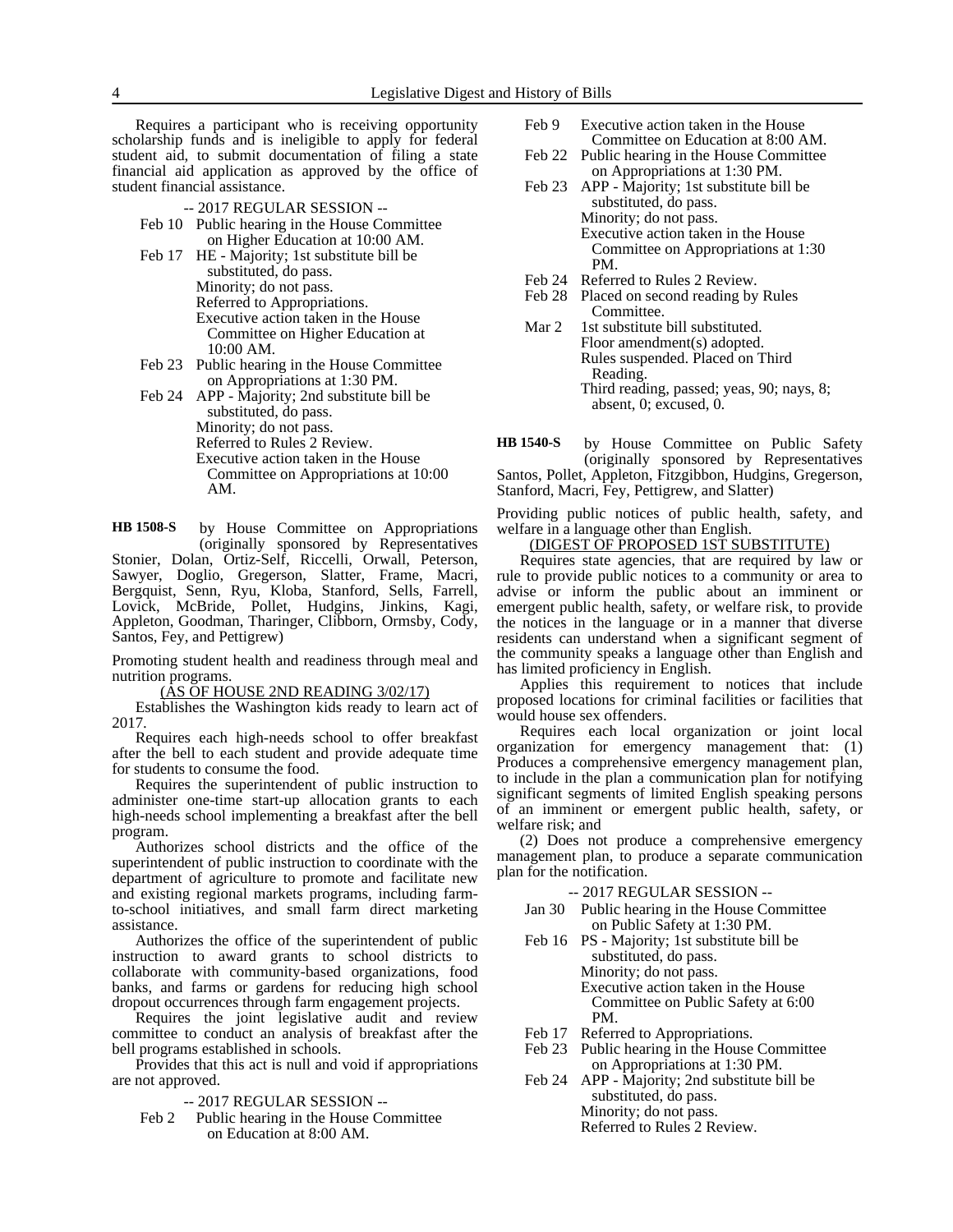Requires a participant who is receiving opportunity scholarship funds and is ineligible to apply for federal student aid, to submit documentation of filing a state financial aid application as approved by the office of student financial assistance.

-- 2017 REGULAR SESSION --

Feb 10 Public hearing in the House Committee on Higher Education at 10:00 AM.

Feb 17 HE - Majority; 1st substitute bill be substituted, do pass.
Minority; do not pass.
Referred to Appropriations.
Executive action taken in the House Committee on Higher Education at 10:00 AM.

Feb 23 Public hearing in the House Committee on Appropriations at 1:30 PM.

Feb 24 APP - Majority; 2nd substitute bill be substituted, do pass.
Minority; do not pass.
Referred to Rules 2 Review.
Executive action taken in the House Committee on Appropriations at 10:00 AM.

**HB 1508-S** by House Committee on Appropriations (originally sponsored by Representatives Stonier, Dolan, Ortiz-Self, Riccelli, Orwall, Peterson, Sawyer, Doglio, Gregerson, Slatter, Frame, Macri, Bergquist, Senn, Ryu, Kloba, Stanford, Sells, Farrell, Lovick, McBride, Pollet, Hudgins, Jinkins, Kagi, Appleton, Goodman, Tharinger, Clibborn, Ormsby, Cody, Santos, Fey, and Pettigrew)

Promoting student health and readiness through meal and nutrition programs.

(AS OF HOUSE 2ND READING 3/02/17)

Establishes the Washington kids ready to learn act of 2017.

Requires each high-needs school to offer breakfast after the bell to each student and provide adequate time for students to consume the food.

Requires the superintendent of public instruction to administer one-time start-up allocation grants to each high-needs school implementing a breakfast after the bell program.

Authorizes school districts and the office of the superintendent of public instruction to coordinate with the department of agriculture to promote and facilitate new and existing regional markets programs, including farm-to-school initiatives, and small farm direct marketing assistance.

Authorizes the office of the superintendent of public instruction to award grants to school districts to collaborate with community-based organizations, food banks, and farms or gardens for reducing high school dropout occurrences through farm engagement projects.

Requires the joint legislative audit and review committee to conduct an analysis of breakfast after the bell programs established in schools.

Provides that this act is null and void if appropriations are not approved.

-- 2017 REGULAR SESSION --

Feb 2 Public hearing in the House Committee on Education at 8:00 AM.

Feb 9 Executive action taken in the House Committee on Education at 8:00 AM.

Feb 22 Public hearing in the House Committee on Appropriations at 1:30 PM.

Feb 23 APP - Majority; 1st substitute bill be substituted, do pass.
Minority; do not pass.
Executive action taken in the House Committee on Appropriations at 1:30 PM.

Feb 24 Referred to Rules 2 Review.

Feb 28 Placed on second reading by Rules Committee.

Mar 2 1st substitute bill substituted.
Floor amendment(s) adopted.
Rules suspended. Placed on Third Reading.
Third reading, passed; yeas, 90; nays, 8; absent, 0; excused, 0.

**HB 1540-S** by House Committee on Public Safety (originally sponsored by Representatives Santos, Pollet, Appleton, Fitzgibbon, Hudgins, Gregerson, Stanford, Macri, Fey, Pettigrew, and Slatter)

Providing public notices of public health, safety, and welfare in a language other than English.

(DIGEST OF PROPOSED 1ST SUBSTITUTE)

Requires state agencies, that are required by law or rule to provide public notices to a community or area to advise or inform the public about an imminent or emergent public health, safety, or welfare risk, to provide the notices in the language or in a manner that diverse residents can understand when a significant segment of the community speaks a language other than English and has limited proficiency in English.

Applies this requirement to notices that include proposed locations for criminal facilities or facilities that would house sex offenders.

Requires each local organization or joint local organization for emergency management that: (1) Produces a comprehensive emergency management plan, to include in the plan a communication plan for notifying significant segments of limited English speaking persons of an imminent or emergent public health, safety, or welfare risk; and

(2) Does not produce a comprehensive emergency management plan, to produce a separate communication plan for the notification.

-- 2017 REGULAR SESSION --

Jan 30 Public hearing in the House Committee on Public Safety at 1:30 PM.

Feb 16 PS - Majority; 1st substitute bill be substituted, do pass.
Minority; do not pass.
Executive action taken in the House Committee on Public Safety at 6:00 PM.

Feb 17 Referred to Appropriations.

Feb 23 Public hearing in the House Committee on Appropriations at 1:30 PM.

Feb 24 APP - Majority; 2nd substitute bill be substituted, do pass.
Minority; do not pass.
Referred to Rules 2 Review.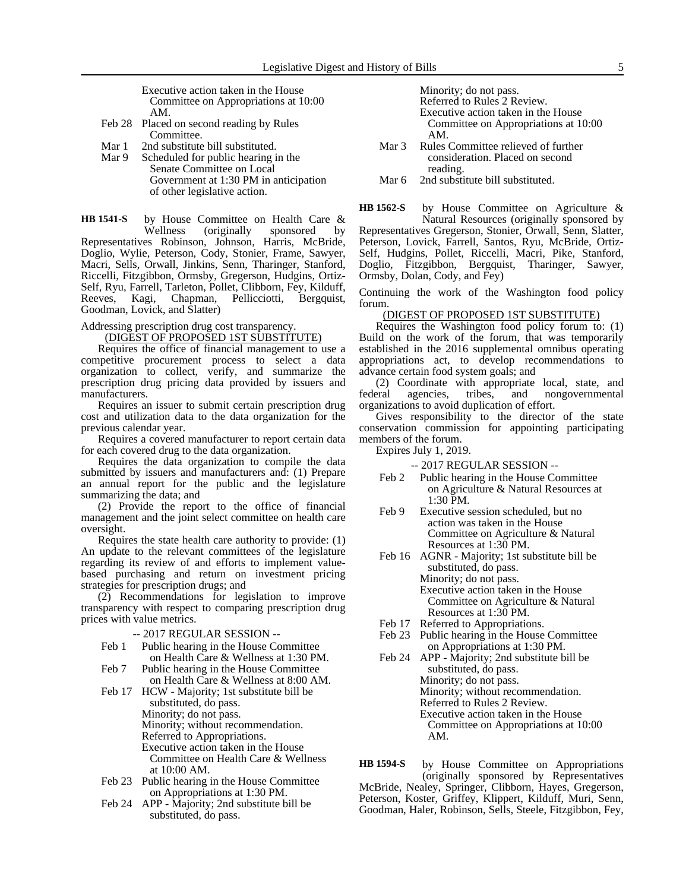Executive action taken in the House Committee on Appropriations at 10:00 AM.

Feb 28 Placed on second reading by Rules Committee.

Mar 1 2nd substitute bill substituted.

Mar 9 Scheduled for public hearing in the Senate Committee on Local Government at 1:30 PM in anticipation of other legislative action.

**HB 1541-S** by House Committee on Health Care & Wellness (originally sponsored by Representatives Robinson, Johnson, Harris, McBride, Doglio, Wylie, Peterson, Cody, Stonier, Frame, Sawyer, Macri, Sells, Orwall, Jinkins, Senn, Tharinger, Stanford, Riccelli, Fitzgibbon, Ormsby, Gregerson, Hudgins, Ortiz-Self, Ryu, Farrell, Tarleton, Pollet, Clibborn, Fey, Kilduff, Reeves, Kagi, Chapman, Pellicciotti, Bergquist, Goodman, Lovick, and Slatter)

Addressing prescription drug cost transparency.

(DIGEST OF PROPOSED 1ST SUBSTITUTE)

Requires the office of financial management to use a competitive procurement process to select a data organization to collect, verify, and summarize the prescription drug pricing data provided by issuers and manufacturers.

Requires an issuer to submit certain prescription drug cost and utilization data to the data organization for the previous calendar year.

Requires a covered manufacturer to report certain data for each covered drug to the data organization.

Requires the data organization to compile the data submitted by issuers and manufacturers and: (1) Prepare an annual report for the public and the legislature summarizing the data; and

(2) Provide the report to the office of financial management and the joint select committee on health care oversight.

Requires the state health care authority to provide: (1) An update to the relevant committees of the legislature regarding its review of and efforts to implement value-based purchasing and return on investment pricing strategies for prescription drugs; and

(2) Recommendations for legislation to improve transparency with respect to comparing prescription drug prices with value metrics.

-- 2017 REGULAR SESSION --

Feb 1 Public hearing in the House Committee on Health Care & Wellness at 1:30 PM.

Feb 7 Public hearing in the House Committee on Health Care & Wellness at 8:00 AM.

Feb 17 HCW - Majority; 1st substitute bill be substituted, do pass.
Minority; do not pass.
Minority; without recommendation.
Referred to Appropriations.
Executive action taken in the House Committee on Health Care & Wellness at 10:00 AM.

Feb 23 Public hearing in the House Committee on Appropriations at 1:30 PM.

Feb 24 APP - Majority; 2nd substitute bill be substituted, do pass.
Minority; do not pass.
Referred to Rules 2 Review.
Executive action taken in the House Committee on Appropriations at 10:00 AM.

Mar 3 Rules Committee relieved of further consideration. Placed on second reading.

Mar 6 2nd substitute bill substituted.

**HB 1562-S** by House Committee on Agriculture & Natural Resources (originally sponsored by Representatives Gregerson, Stonier, Orwall, Senn, Slatter, Peterson, Lovick, Farrell, Santos, Ryu, McBride, Ortiz-Self, Hudgins, Pollet, Riccelli, Macri, Pike, Stanford, Doglio, Fitzgibbon, Bergquist, Tharinger, Sawyer, Ormsby, Dolan, Cody, and Fey)

Continuing the work of the Washington food policy forum.

(DIGEST OF PROPOSED 1ST SUBSTITUTE)

Requires the Washington food policy forum to: (1) Build on the work of the forum, that was temporarily established in the 2016 supplemental omnibus operating appropriations act, to develop recommendations to advance certain food system goals; and

(2) Coordinate with appropriate local, state, and federal agencies, tribes, and nongovernmental organizations to avoid duplication of effort.

Gives responsibility to the director of the state conservation commission for appointing participating members of the forum.

Expires July 1, 2019.

-- 2017 REGULAR SESSION --

Feb 2 Public hearing in the House Committee on Agriculture & Natural Resources at 1:30 PM.

Feb 9 Executive session scheduled, but no action was taken in the House Committee on Agriculture & Natural Resources at 1:30 PM.

Feb 16 AGNR - Majority; 1st substitute bill be substituted, do pass.
Minority; do not pass.
Executive action taken in the House Committee on Agriculture & Natural Resources at 1:30 PM.

Feb 17 Referred to Appropriations.

Feb 23 Public hearing in the House Committee on Appropriations at 1:30 PM.

Feb 24 APP - Majority; 2nd substitute bill be substituted, do pass.
Minority; do not pass.
Minority; without recommendation.
Referred to Rules 2 Review.
Executive action taken in the House Committee on Appropriations at 10:00 AM.

**HB 1594-S** by House Committee on Appropriations (originally sponsored by Representatives McBride, Nealey, Springer, Clibborn, Hayes, Gregerson, Peterson, Koster, Griffey, Klippert, Kilduff, Muri, Senn, Goodman, Haler, Robinson, Sells, Steele, Fitzgibbon, Fey,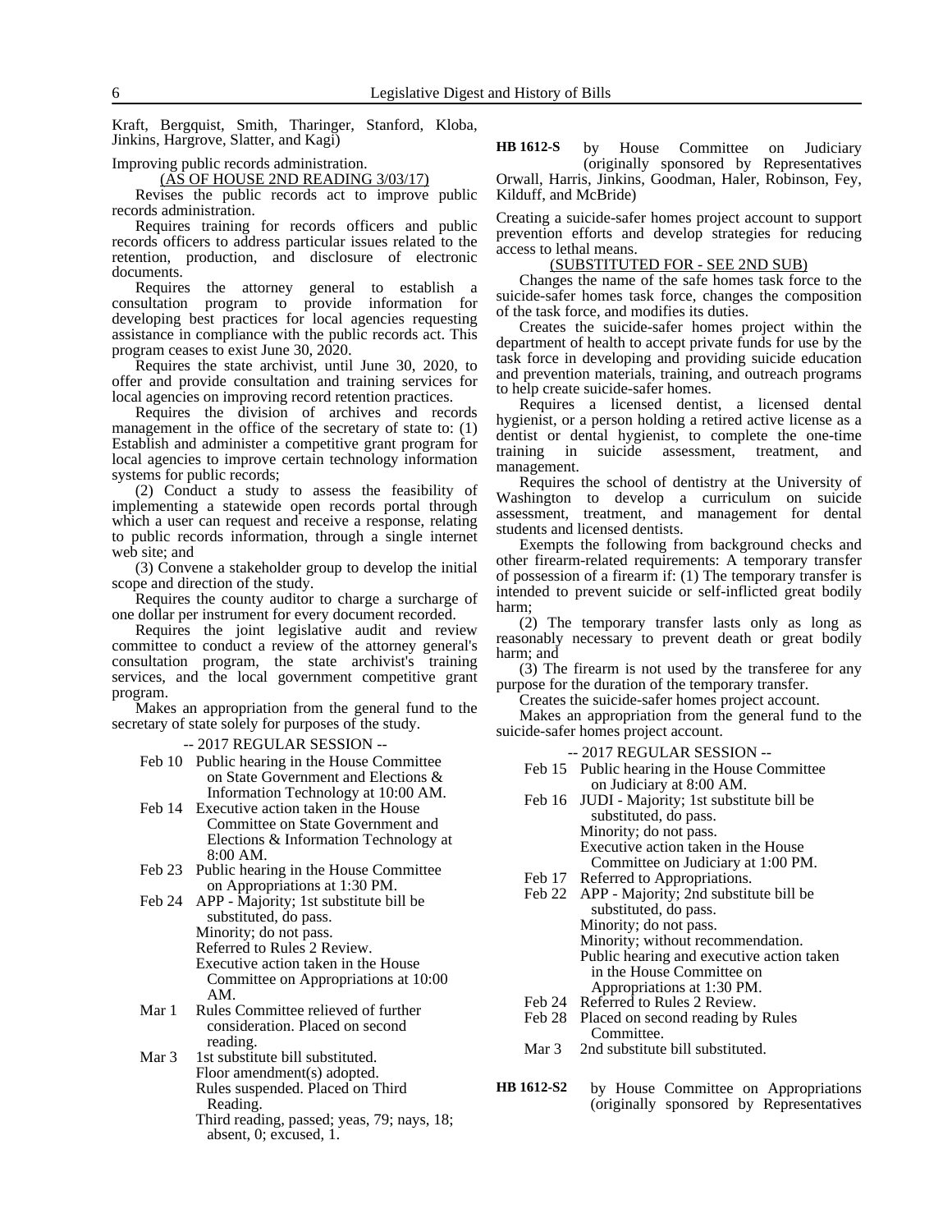Kraft, Bergquist, Smith, Tharinger, Stanford, Kloba, Jinkins, Hargrove, Slatter, and Kagi)

Improving public records administration.

(AS OF HOUSE 2ND READING 3/03/17)

Revises the public records act to improve public records administration.

Requires training for records officers and public records officers to address particular issues related to the retention, production, and disclosure of electronic documents.

Requires the attorney general to establish a consultation program to provide information for developing best practices for local agencies requesting assistance in compliance with the public records act. This program ceases to exist June 30, 2020.

Requires the state archivist, until June 30, 2020, to offer and provide consultation and training services for local agencies on improving record retention practices.

Requires the division of archives and records management in the office of the secretary of state to: (1) Establish and administer a competitive grant program for local agencies to improve certain technology information systems for public records;

(2) Conduct a study to assess the feasibility of implementing a statewide open records portal through which a user can request and receive a response, relating to public records information, through a single internet web site; and

(3) Convene a stakeholder group to develop the initial scope and direction of the study.

Requires the county auditor to charge a surcharge of one dollar per instrument for every document recorded.

Requires the joint legislative audit and review committee to conduct a review of the attorney general's consultation program, the state archivist's training services, and the local government competitive grant program.

Makes an appropriation from the general fund to the secretary of state solely for purposes of the study.

-- 2017 REGULAR SESSION --

Feb 10 Public hearing in the House Committee on State Government and Elections & Information Technology at 10:00 AM.

Feb 14 Executive action taken in the House Committee on State Government and Elections & Information Technology at 8:00 AM.

Feb 23 Public hearing in the House Committee on Appropriations at 1:30 PM.

Feb 24 APP - Majority; 1st substitute bill be substituted, do pass.
Minority; do not pass.
Referred to Rules 2 Review.
Executive action taken in the House Committee on Appropriations at 10:00 AM.

Mar 1 Rules Committee relieved of further consideration. Placed on second reading.

Mar 3 1st substitute bill substituted.
Floor amendment(s) adopted.
Rules suspended. Placed on Third Reading.
Third reading, passed; yeas, 79; nays, 18; absent, 0; excused, 1.

**HB 1612-S** by House Committee on Judiciary (originally sponsored by Representatives Orwall, Harris, Jinkins, Goodman, Haler, Robinson, Fey, Kilduff, and McBride)

Creating a suicide-safer homes project account to support prevention efforts and develop strategies for reducing access to lethal means.

(SUBSTITUTED FOR - SEE 2ND SUB)

Changes the name of the safe homes task force to the suicide-safer homes task force, changes the composition of the task force, and modifies its duties.

Creates the suicide-safer homes project within the department of health to accept private funds for use by the task force in developing and providing suicide education and prevention materials, training, and outreach programs to help create suicide-safer homes.

Requires a licensed dentist, a licensed dental hygienist, or a person holding a retired active license as a dentist or dental hygienist, to complete the one-time training in suicide assessment, treatment, and management.

Requires the school of dentistry at the University of Washington to develop a curriculum on suicide assessment, treatment, and management for dental students and licensed dentists.

Exempts the following from background checks and other firearm-related requirements: A temporary transfer of possession of a firearm if: (1) The temporary transfer is intended to prevent suicide or self-inflicted great bodily harm;

(2) The temporary transfer lasts only as long as reasonably necessary to prevent death or great bodily harm; and

(3) The firearm is not used by the transferee for any purpose for the duration of the temporary transfer.

Creates the suicide-safer homes project account.

Makes an appropriation from the general fund to the suicide-safer homes project account.

-- 2017 REGULAR SESSION --

Feb 15 Public hearing in the House Committee on Judiciary at 8:00 AM.

Feb 16 JUDI - Majority; 1st substitute bill be substituted, do pass.
Minority; do not pass.
Executive action taken in the House Committee on Judiciary at 1:00 PM.

Feb 17 Referred to Appropriations.

Feb 22 APP - Majority; 2nd substitute bill be substituted, do pass.
Minority; do not pass.
Minority; without recommendation.
Public hearing and executive action taken in the House Committee on Appropriations at 1:30 PM.

Feb 24 Referred to Rules 2 Review.

Feb 28 Placed on second reading by Rules Committee.

Mar 3 2nd substitute bill substituted.

**HB 1612-S2** by House Committee on Appropriations (originally sponsored by Representatives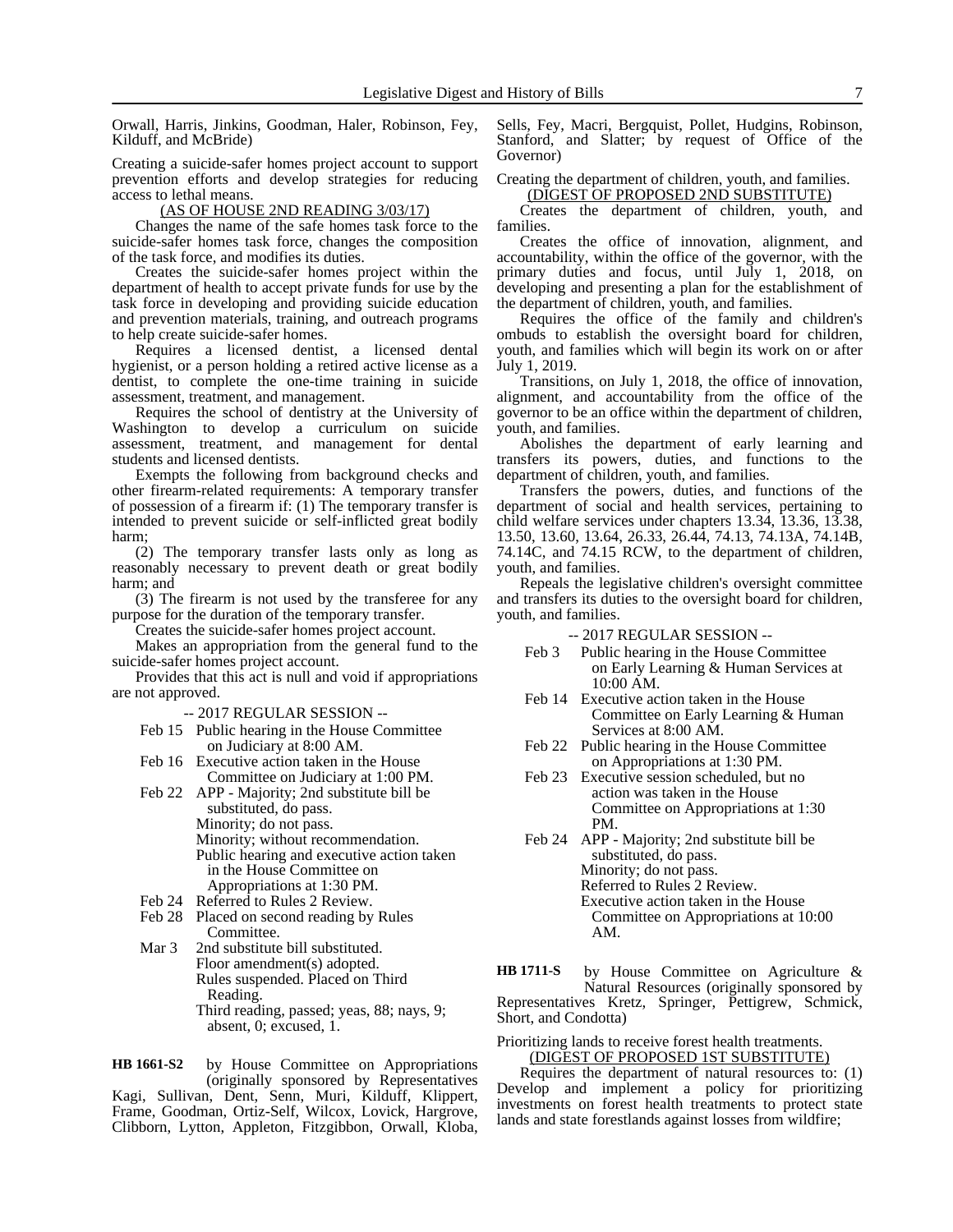Orwall, Harris, Jinkins, Goodman, Haler, Robinson, Fey, Kilduff, and McBride)

Creating a suicide-safer homes project account to support prevention efforts and develop strategies for reducing access to lethal means.

(AS OF HOUSE 2ND READING 3/03/17)

Changes the name of the safe homes task force to the suicide-safer homes task force, changes the composition of the task force, and modifies its duties.

Creates the suicide-safer homes project within the department of health to accept private funds for use by the task force in developing and providing suicide education and prevention materials, training, and outreach programs to help create suicide-safer homes.

Requires a licensed dentist, a licensed dental hygienist, or a person holding a retired active license as a dentist, to complete the one-time training in suicide assessment, treatment, and management.

Requires the school of dentistry at the University of Washington to develop a curriculum on suicide assessment, treatment, and management for dental students and licensed dentists.

Exempts the following from background checks and other firearm-related requirements: A temporary transfer of possession of a firearm if: (1) The temporary transfer is intended to prevent suicide or self-inflicted great bodily harm;

(2) The temporary transfer lasts only as long as reasonably necessary to prevent death or great bodily harm; and

(3) The firearm is not used by the transferee for any purpose for the duration of the temporary transfer.

Creates the suicide-safer homes project account.

Makes an appropriation from the general fund to the suicide-safer homes project account.

Provides that this act is null and void if appropriations are not approved.

-- 2017 REGULAR SESSION --

Feb 15 Public hearing in the House Committee on Judiciary at 8:00 AM.

Feb 16 Executive action taken in the House Committee on Judiciary at 1:00 PM.

Feb 22 APP - Majority; 2nd substitute bill be substituted, do pass.
Minority; do not pass.
Minority; without recommendation.
Public hearing and executive action taken in the House Committee on Appropriations at 1:30 PM.

Feb 24 Referred to Rules 2 Review.

Feb 28 Placed on second reading by Rules Committee.

Mar 3 2nd substitute bill substituted.
Floor amendment(s) adopted.
Rules suspended. Placed on Third Reading.
Third reading, passed; yeas, 88; nays, 9; absent, 0; excused, 1.

**HB 1661-S2** by House Committee on Appropriations (originally sponsored by Representatives Kagi, Sullivan, Dent, Senn, Muri, Kilduff, Klippert, Frame, Goodman, Ortiz-Self, Wilcox, Lovick, Hargrove, Clibborn, Lytton, Appleton, Fitzgibbon, Orwall, Kloba, Sells, Fey, Macri, Bergquist, Pollet, Hudgins, Robinson, Stanford, and Slatter; by request of Office of the Governor)

Creating the department of children, youth, and families.

(DIGEST OF PROPOSED 2ND SUBSTITUTE)

Creates the department of children, youth, and families.

Creates the office of innovation, alignment, and accountability, within the office of the governor, with the primary duties and focus, until July 1, 2018, on developing and presenting a plan for the establishment of the department of children, youth, and families.

Requires the office of the family and children's ombuds to establish the oversight board for children, youth, and families which will begin its work on or after July 1, 2019.

Transitions, on July 1, 2018, the office of innovation, alignment, and accountability from the office of the governor to be an office within the department of children, youth, and families.

Abolishes the department of early learning and transfers its powers, duties, and functions to the department of children, youth, and families.

Transfers the powers, duties, and functions of the department of social and health services, pertaining to child welfare services under chapters 13.34, 13.36, 13.38, 13.50, 13.60, 13.64, 26.33, 26.44, 74.13, 74.13A, 74.14B, 74.14C, and 74.15 RCW, to the department of children, youth, and families.

Repeals the legislative children's oversight committee and transfers its duties to the oversight board for children, youth, and families.

-- 2017 REGULAR SESSION --

Feb 3 Public hearing in the House Committee on Early Learning & Human Services at 10:00 AM.

Feb 14 Executive action taken in the House Committee on Early Learning & Human Services at 8:00 AM.

Feb 22 Public hearing in the House Committee on Appropriations at 1:30 PM.

Feb 23 Executive session scheduled, but no action was taken in the House Committee on Appropriations at 1:30 PM.

Feb 24 APP - Majority; 2nd substitute bill be substituted, do pass.
Minority; do not pass.
Referred to Rules 2 Review.
Executive action taken in the House Committee on Appropriations at 10:00 AM.

**HB 1711-S** by House Committee on Agriculture & Natural Resources (originally sponsored by Representatives Kretz, Springer, Pettigrew, Schmick, Short, and Condotta)

Prioritizing lands to receive forest health treatments.

(DIGEST OF PROPOSED 1ST SUBSTITUTE)

Requires the department of natural resources to: (1) Develop and implement a policy for prioritizing investments on forest health treatments to protect state lands and state forestlands against losses from wildfire;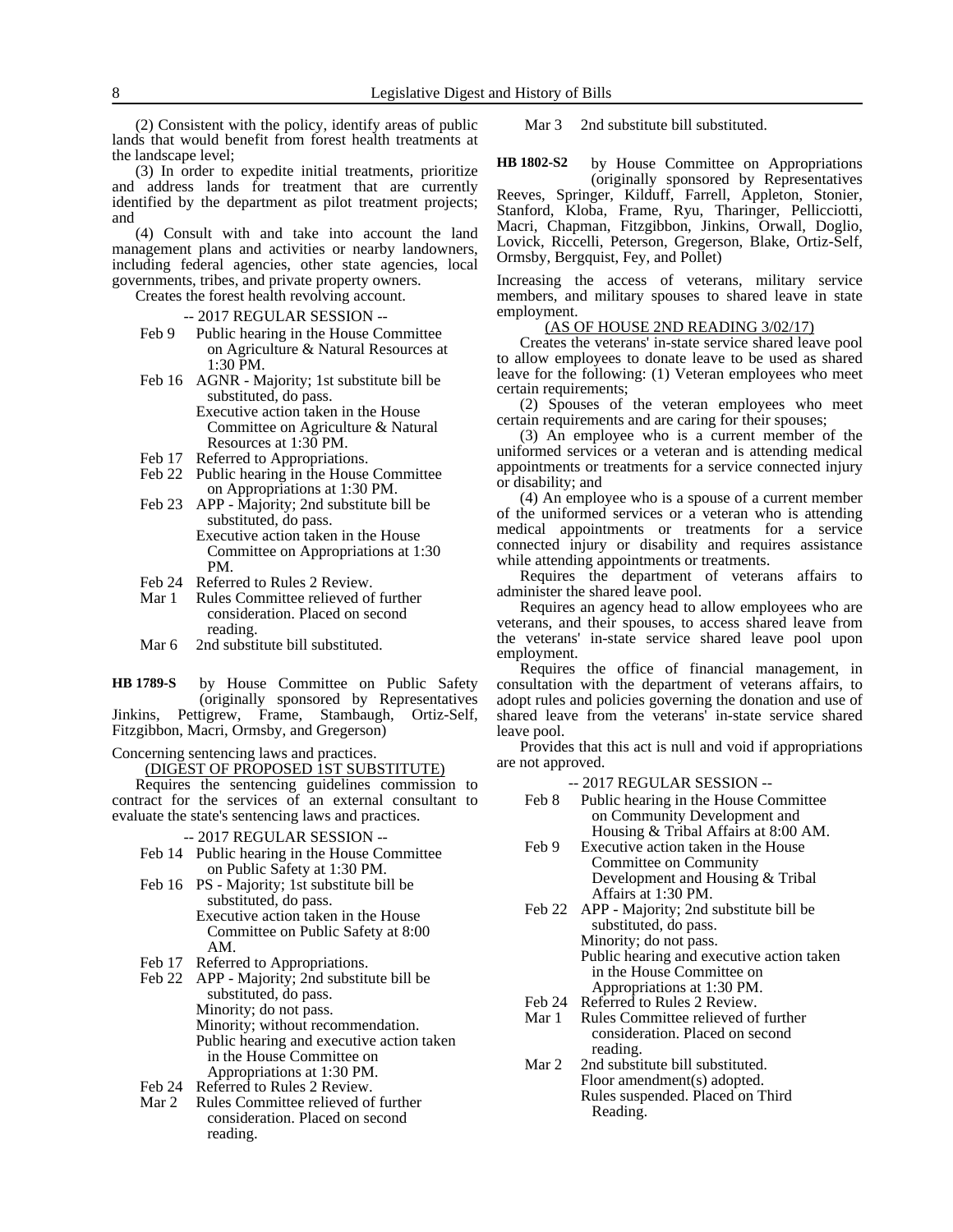(2) Consistent with the policy, identify areas of public lands that would benefit from forest health treatments at the landscape level;

(3) In order to expedite initial treatments, prioritize and address lands for treatment that are currently identified by the department as pilot treatment projects; and

(4) Consult with and take into account the land management plans and activities or nearby landowners, including federal agencies, other state agencies, local governments, tribes, and private property owners.

Creates the forest health revolving account.

-- 2017 REGULAR SESSION --

Feb 9 Public hearing in the House Committee on Agriculture & Natural Resources at 1:30 PM.

Feb 16 AGNR - Majority; 1st substitute bill be substituted, do pass.
Executive action taken in the House Committee on Agriculture & Natural Resources at 1:30 PM.

Feb 17 Referred to Appropriations.

Feb 22 Public hearing in the House Committee on Appropriations at 1:30 PM.

Feb 23 APP - Majority; 2nd substitute bill be substituted, do pass.
Executive action taken in the House Committee on Appropriations at 1:30 PM.

Feb 24 Referred to Rules 2 Review.

Mar 1 Rules Committee relieved of further consideration. Placed on second reading.

Mar 6 2nd substitute bill substituted.

**HB 1789-S** by House Committee on Public Safety (originally sponsored by Representatives Jinkins, Pettigrew, Frame, Stambaugh, Ortiz-Self, Fitzgibbon, Macri, Ormsby, and Gregerson)

Concerning sentencing laws and practices.

(DIGEST OF PROPOSED 1ST SUBSTITUTE)

Requires the sentencing guidelines commission to contract for the services of an external consultant to evaluate the state's sentencing laws and practices.

-- 2017 REGULAR SESSION --

Feb 14 Public hearing in the House Committee on Public Safety at 1:30 PM.

Feb 16 PS - Majority; 1st substitute bill be substituted, do pass.
Executive action taken in the House Committee on Public Safety at 8:00 AM.

Feb 17 Referred to Appropriations.

Feb 22 APP - Majority; 2nd substitute bill be substituted, do pass.
Minority; do not pass.
Minority; without recommendation.
Public hearing and executive action taken in the House Committee on Appropriations at 1:30 PM.

Feb 24 Referred to Rules 2 Review.

Mar 2 Rules Committee relieved of further consideration. Placed on second reading.

Mar 3 2nd substitute bill substituted.

**HB 1802-S2** by House Committee on Appropriations (originally sponsored by Representatives Reeves, Springer, Kilduff, Farrell, Appleton, Stonier, Stanford, Kloba, Frame, Ryu, Tharinger, Pellicciotti, Macri, Chapman, Fitzgibbon, Jinkins, Orwall, Doglio, Lovick, Riccelli, Peterson, Gregerson, Blake, Ortiz-Self, Ormsby, Bergquist, Fey, and Pollet)

Increasing the access of veterans, military service members, and military spouses to shared leave in state employment.

(AS OF HOUSE 2ND READING 3/02/17)

Creates the veterans' in-state service shared leave pool to allow employees to donate leave to be used as shared leave for the following: (1) Veteran employees who meet certain requirements;

(2) Spouses of the veteran employees who meet certain requirements and are caring for their spouses;

(3) An employee who is a current member of the uniformed services or a veteran and is attending medical appointments or treatments for a service connected injury or disability; and

(4) An employee who is a spouse of a current member of the uniformed services or a veteran who is attending medical appointments or treatments for a service connected injury or disability and requires assistance while attending appointments or treatments.

Requires the department of veterans affairs to administer the shared leave pool.

Requires an agency head to allow employees who are veterans, and their spouses, to access shared leave from the veterans' in-state service shared leave pool upon employment.

Requires the office of financial management, in consultation with the department of veterans affairs, to adopt rules and policies governing the donation and use of shared leave from the veterans' in-state service shared leave pool.

Provides that this act is null and void if appropriations are not approved.

-- 2017 REGULAR SESSION --

Feb 8 Public hearing in the House Committee on Community Development and Housing & Tribal Affairs at 8:00 AM.

Feb 9 Executive action taken in the House Committee on Community Development and Housing & Tribal Affairs at 1:30 PM.

Feb 22 APP - Majority; 2nd substitute bill be substituted, do pass.
Minority; do not pass.
Public hearing and executive action taken in the House Committee on Appropriations at 1:30 PM.

Feb 24 Referred to Rules 2 Review.

Mar 1 Rules Committee relieved of further consideration. Placed on second reading.

Mar 2 2nd substitute bill substituted.
Floor amendment(s) adopted.
Rules suspended. Placed on Third Reading.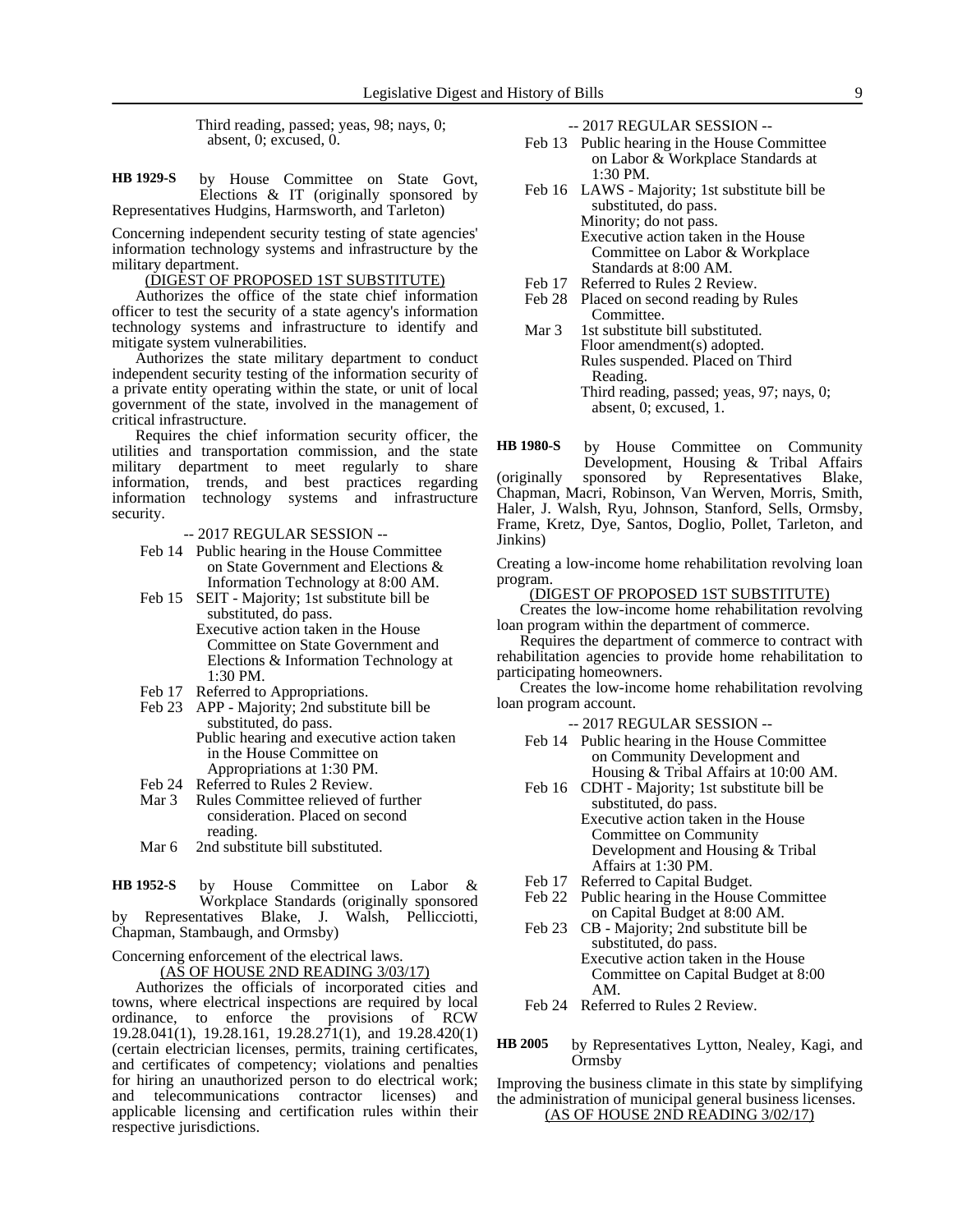Third reading, passed; yeas, 98; nays, 0; absent, 0; excused, 0.

**HB 1929-S** by House Committee on State Govt, Elections & IT (originally sponsored by Representatives Hudgins, Harmsworth, and Tarleton)

Concerning independent security testing of state agencies' information technology systems and infrastructure by the military department.

(DIGEST OF PROPOSED 1ST SUBSTITUTE)

Authorizes the office of the state chief information officer to test the security of a state agency's information technology systems and infrastructure to identify and mitigate system vulnerabilities.

Authorizes the state military department to conduct independent security testing of the information security of a private entity operating within the state, or unit of local government of the state, involved in the management of critical infrastructure.

Requires the chief information security officer, the utilities and transportation commission, and the state military department to meet regularly to share information, trends, and best practices regarding information technology systems and infrastructure security.

-- 2017 REGULAR SESSION --

Feb 14 Public hearing in the House Committee on State Government and Elections & Information Technology at 8:00 AM.

Feb 15 SEIT - Majority; 1st substitute bill be substituted, do pass.
Executive action taken in the House Committee on State Government and Elections & Information Technology at 1:30 PM.

Feb 17 Referred to Appropriations.

Feb 23 APP - Majority; 2nd substitute bill be substituted, do pass.
Public hearing and executive action taken in the House Committee on Appropriations at 1:30 PM.

Feb 24 Referred to Rules 2 Review.

Mar 3 Rules Committee relieved of further consideration. Placed on second reading.

Mar 6 2nd substitute bill substituted.

**HB 1952-S** by House Committee on Labor & Workplace Standards (originally sponsored by Representatives Blake, J. Walsh, Pellicciotti, Chapman, Stambaugh, and Ormsby)

Concerning enforcement of the electrical laws.

(AS OF HOUSE 2ND READING 3/03/17)

Authorizes the officials of incorporated cities and towns, where electrical inspections are required by local ordinance, to enforce the provisions of RCW 19.28.041(1), 19.28.161, 19.28.271(1), and 19.28.420(1) (certain electrician licenses, permits, training certificates, and certificates of competency; violations and penalties for hiring an unauthorized person to do electrical work; and telecommunications contractor licenses) and applicable licensing and certification rules within their respective jurisdictions.

-- 2017 REGULAR SESSION --

Feb 13 Public hearing in the House Committee on Labor & Workplace Standards at 1:30 PM.

Feb 16 LAWS - Majority; 1st substitute bill be substituted, do pass.
Minority; do not pass.
Executive action taken in the House Committee on Labor & Workplace Standards at 8:00 AM.

Feb 17 Referred to Rules 2 Review.

Feb 28 Placed on second reading by Rules Committee.

Mar 3 1st substitute bill substituted.
Floor amendment(s) adopted.
Rules suspended. Placed on Third Reading.
Third reading, passed; yeas, 97; nays, 0; absent, 0; excused, 1.

**HB 1980-S** by House Committee on Community Development, Housing & Tribal Affairs (originally sponsored by Representatives Blake, Chapman, Macri, Robinson, Van Werven, Morris, Smith, Haler, J. Walsh, Ryu, Johnson, Stanford, Sells, Ormsby, Frame, Kretz, Dye, Santos, Doglio, Pollet, Tarleton, and Jinkins)

Creating a low-income home rehabilitation revolving loan program.

(DIGEST OF PROPOSED 1ST SUBSTITUTE)

Creates the low-income home rehabilitation revolving loan program within the department of commerce.

Requires the department of commerce to contract with rehabilitation agencies to provide home rehabilitation to participating homeowners.

Creates the low-income home rehabilitation revolving loan program account.

-- 2017 REGULAR SESSION --

Feb 14 Public hearing in the House Committee on Community Development and Housing & Tribal Affairs at 10:00 AM.

Feb 16 CDHT - Majority; 1st substitute bill be substituted, do pass.
Executive action taken in the House Committee on Community Development and Housing & Tribal Affairs at 1:30 PM.

Feb 17 Referred to Capital Budget.

Feb 22 Public hearing in the House Committee on Capital Budget at 8:00 AM.

Feb 23 CB - Majority; 2nd substitute bill be substituted, do pass.
Executive action taken in the House Committee on Capital Budget at 8:00 AM.

Feb 24 Referred to Rules 2 Review.

**HB 2005** by Representatives Lytton, Nealey, Kagi, and Ormsby

Improving the business climate in this state by simplifying the administration of municipal general business licenses.

(AS OF HOUSE 2ND READING 3/02/17)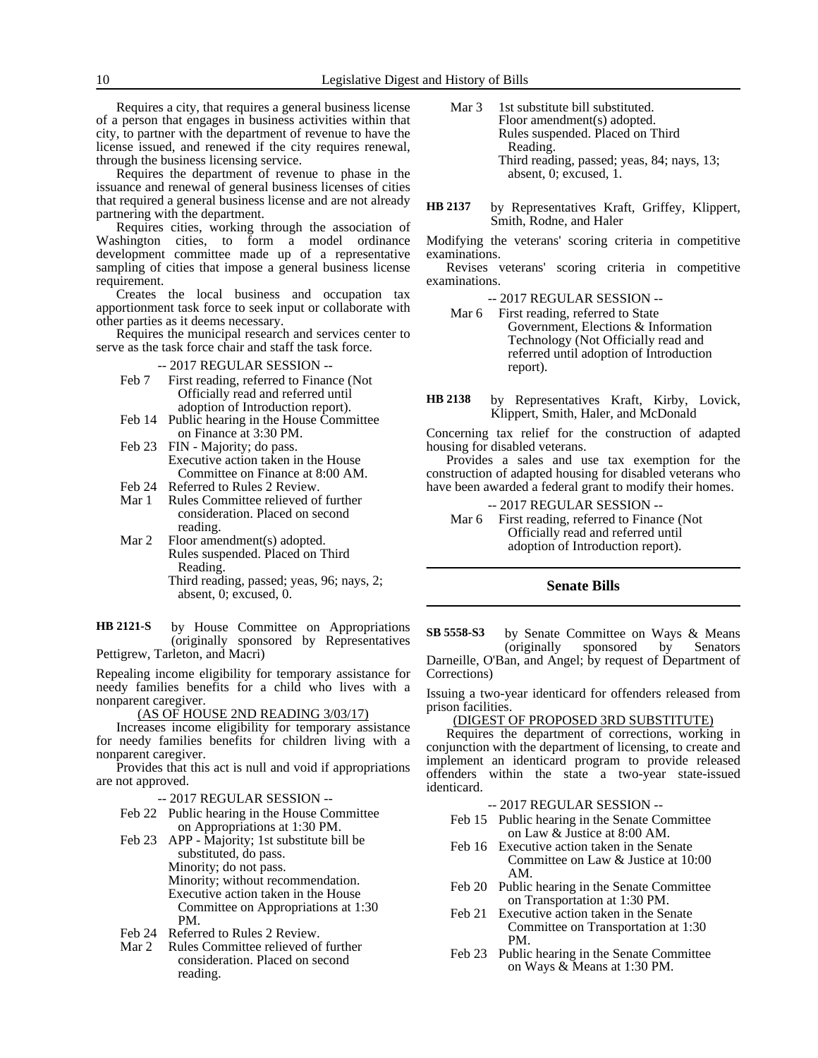Requires a city, that requires a general business license of a person that engages in business activities within that city, to partner with the department of revenue to have the license issued, and renewed if the city requires renewal, through the business licensing service.

Requires the department of revenue to phase in the issuance and renewal of general business licenses of cities that required a general business license and are not already partnering with the department.

Requires cities, working through the association of Washington cities, to form a model ordinance development committee made up of a representative sampling of cities that impose a general business license requirement.

Creates the local business and occupation tax apportionment task force to seek input or collaborate with other parties as it deems necessary.

Requires the municipal research and services center to serve as the task force chair and staff the task force.

-- 2017 REGULAR SESSION --

Feb 7 First reading, referred to Finance (Not Officially read and referred until adoption of Introduction report).

Feb 14 Public hearing in the House Committee on Finance at 3:30 PM.

Feb 23 FIN - Majority; do pass. Executive action taken in the House Committee on Finance at 8:00 AM.

Feb 24 Referred to Rules 2 Review.

Mar 1 Rules Committee relieved of further consideration. Placed on second reading.

Mar 2 Floor amendment(s) adopted. Rules suspended. Placed on Third Reading. Third reading, passed; yeas, 96; nays, 2; absent, 0; excused, 0.

**HB 2121-S** by House Committee on Appropriations (originally sponsored by Representatives Pettigrew, Tarleton, and Macri)

Repealing income eligibility for temporary assistance for needy families benefits for a child who lives with a nonparent caregiver.

(AS OF HOUSE 2ND READING 3/03/17)

Increases income eligibility for temporary assistance for needy families benefits for children living with a nonparent caregiver.

Provides that this act is null and void if appropriations are not approved.

-- 2017 REGULAR SESSION --

Feb 22 Public hearing in the House Committee on Appropriations at 1:30 PM.

Feb 23 APP - Majority; 1st substitute bill be substituted, do pass. Minority; do not pass. Minority; without recommendation. Executive action taken in the House Committee on Appropriations at 1:30 PM.

Feb 24 Referred to Rules 2 Review.

Mar 2 Rules Committee relieved of further consideration. Placed on second reading.

Mar 3 1st substitute bill substituted. Floor amendment(s) adopted. Rules suspended. Placed on Third Reading. Third reading, passed; yeas, 84; nays, 13; absent, 0; excused, 1.

**HB 2137** by Representatives Kraft, Griffey, Klippert, Smith, Rodne, and Haler

Modifying the veterans' scoring criteria in competitive examinations.

Revises veterans' scoring criteria in competitive examinations.

-- 2017 REGULAR SESSION --

Mar 6 First reading, referred to State Government, Elections & Information Technology (Not Officially read and referred until adoption of Introduction report).

**HB 2138** by Representatives Kraft, Kirby, Lovick, Klippert, Smith, Haler, and McDonald

Concerning tax relief for the construction of adapted housing for disabled veterans.

Provides a sales and use tax exemption for the construction of adapted housing for disabled veterans who have been awarded a federal grant to modify their homes.

-- 2017 REGULAR SESSION --

Mar 6 First reading, referred to Finance (Not Officially read and referred until adoption of Introduction report).

## Senate Bills

**SB 5558-S3** by Senate Committee on Ways & Means (originally sponsored by Senators Darneille, O'Ban, and Angel; by request of Department of Corrections)

Issuing a two-year identicard for offenders released from prison facilities.

(DIGEST OF PROPOSED 3RD SUBSTITUTE)

Requires the department of corrections, working in conjunction with the department of licensing, to create and implement an identicard program to provide released offenders within the state a two-year state-issued identicard.

-- 2017 REGULAR SESSION --

Feb 15 Public hearing in the Senate Committee on Law & Justice at 8:00 AM.

Feb 16 Executive action taken in the Senate Committee on Law & Justice at 10:00 AM.

Feb 20 Public hearing in the Senate Committee on Transportation at 1:30 PM.

Feb 21 Executive action taken in the Senate Committee on Transportation at 1:30 PM.

Feb 23 Public hearing in the Senate Committee on Ways & Means at 1:30 PM.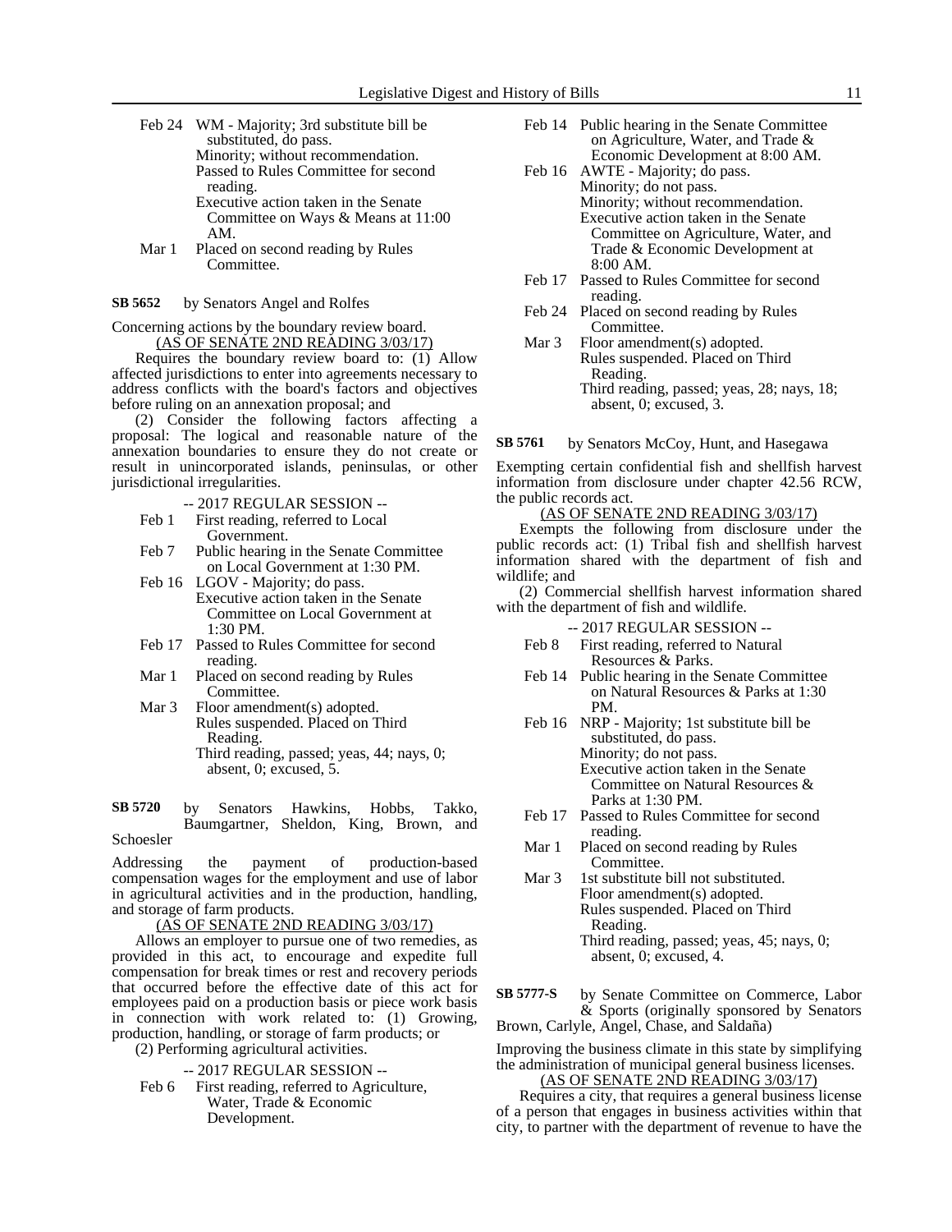Feb 24 WM - Majority; 3rd substitute bill be substituted, do pass.
Minority; without recommendation.
Passed to Rules Committee for second reading.
Executive action taken in the Senate Committee on Ways & Means at 11:00 AM.

Mar 1 Placed on second reading by Rules Committee.

**SB 5652** by Senators Angel and Rolfes

Concerning actions by the boundary review board.

(AS OF SENATE 2ND READING 3/03/17)

Requires the boundary review board to: (1) Allow affected jurisdictions to enter into agreements necessary to address conflicts with the board's factors and objectives before ruling on an annexation proposal; and

(2) Consider the following factors affecting a proposal: The logical and reasonable nature of the annexation boundaries to ensure they do not create or result in unincorporated islands, peninsulas, or other jurisdictional irregularities.

-- 2017 REGULAR SESSION --

Feb 1 First reading, referred to Local Government.

Feb 7 Public hearing in the Senate Committee on Local Government at 1:30 PM.

Feb 16 LGOV - Majority; do pass.
Executive action taken in the Senate Committee on Local Government at 1:30 PM.

Feb 17 Passed to Rules Committee for second reading.

Mar 1 Placed on second reading by Rules Committee.

Mar 3 Floor amendment(s) adopted.
Rules suspended. Placed on Third Reading.
Third reading, passed; yeas, 44; nays, 0; absent, 0; excused, 5.

**SB 5720** by Senators Hawkins, Hobbs, Takko, Baumgartner, Sheldon, King, Brown, and Schoesler

Addressing the payment of production-based compensation wages for the employment and use of labor in agricultural activities and in the production, handling, and storage of farm products.

(AS OF SENATE 2ND READING 3/03/17)

Allows an employer to pursue one of two remedies, as provided in this act, to encourage and expedite full compensation for break times or rest and recovery periods that occurred before the effective date of this act for employees paid on a production basis or piece work basis in connection with work related to: (1) Growing, production, handling, or storage of farm products; or

(2) Performing agricultural activities.

-- 2017 REGULAR SESSION --

Feb 6 First reading, referred to Agriculture, Water, Trade & Economic Development.

Feb 14 Public hearing in the Senate Committee on Agriculture, Water, and Trade & Economic Development at 8:00 AM.

Feb 16 AWTE - Majority; do pass.
Minority; do not pass.
Minority; without recommendation.
Executive action taken in the Senate Committee on Agriculture, Water, and Trade & Economic Development at 8:00 AM.

Feb 17 Passed to Rules Committee for second reading.

Feb 24 Placed on second reading by Rules Committee.

Mar 3 Floor amendment(s) adopted.
Rules suspended. Placed on Third Reading.
Third reading, passed; yeas, 28; nays, 18; absent, 0; excused, 3.

**SB 5761** by Senators McCoy, Hunt, and Hasegawa

Exempting certain confidential fish and shellfish harvest information from disclosure under chapter 42.56 RCW, the public records act.

(AS OF SENATE 2ND READING 3/03/17)

Exempts the following from disclosure under the public records act: (1) Tribal fish and shellfish harvest information shared with the department of fish and wildlife; and

(2) Commercial shellfish harvest information shared with the department of fish and wildlife.

-- 2017 REGULAR SESSION --

Feb 8 First reading, referred to Natural Resources & Parks.

Feb 14 Public hearing in the Senate Committee on Natural Resources & Parks at 1:30 PM.

Feb 16 NRP - Majority; 1st substitute bill be substituted, do pass.
Minority; do not pass.
Executive action taken in the Senate Committee on Natural Resources & Parks at 1:30 PM.

Feb 17 Passed to Rules Committee for second reading.

Mar 1 Placed on second reading by Rules Committee.

Mar 3 1st substitute bill not substituted.
Floor amendment(s) adopted.
Rules suspended. Placed on Third Reading.
Third reading, passed; yeas, 45; nays, 0; absent, 0; excused, 4.

**SB 5777-S** by Senate Committee on Commerce, Labor & Sports (originally sponsored by Senators Brown, Carlyle, Angel, Chase, and Saldaña)

Improving the business climate in this state by simplifying the administration of municipal general business licenses.

(AS OF SENATE 2ND READING 3/03/17)

Requires a city, that requires a general business license of a person that engages in business activities within that city, to partner with the department of revenue to have the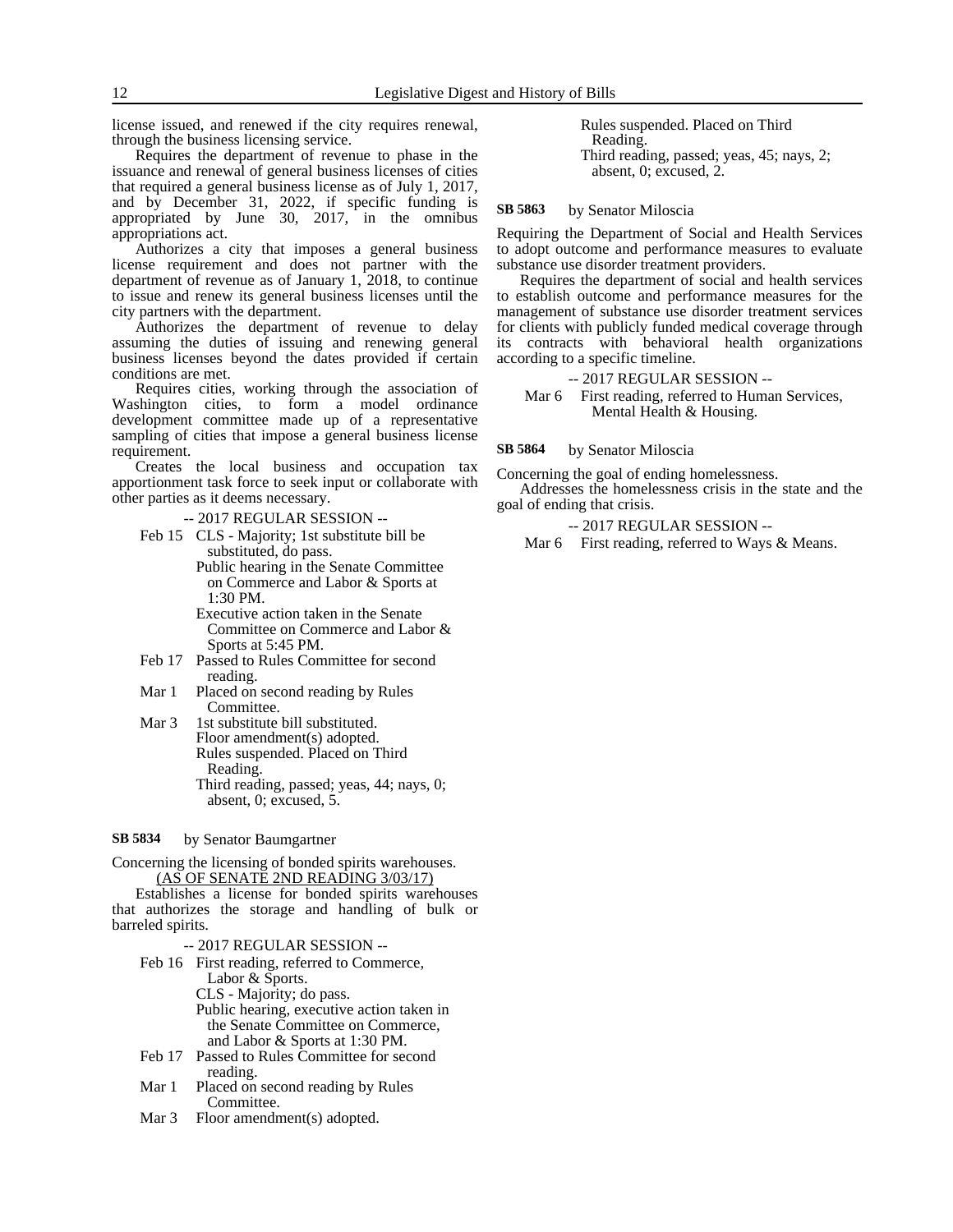license issued, and renewed if the city requires renewal, through the business licensing service.

Requires the department of revenue to phase in the issuance and renewal of general business licenses of cities that required a general business license as of July 1, 2017, and by December 31, 2022, if specific funding is appropriated by June 30, 2017, in the omnibus appropriations act.

Authorizes a city that imposes a general business license requirement and does not partner with the department of revenue as of January 1, 2018, to continue to issue and renew its general business licenses until the city partners with the department.

Authorizes the department of revenue to delay assuming the duties of issuing and renewing general business licenses beyond the dates provided if certain conditions are met.

Requires cities, working through the association of Washington cities, to form a model ordinance development committee made up of a representative sampling of cities that impose a general business license requirement.

Creates the local business and occupation tax apportionment task force to seek input or collaborate with other parties as it deems necessary.

-- 2017 REGULAR SESSION --

Feb 15 CLS - Majority; 1st substitute bill be substituted, do pass.
Public hearing in the Senate Committee on Commerce and Labor & Sports at 1:30 PM.
Executive action taken in the Senate Committee on Commerce and Labor & Sports at 5:45 PM.

Feb 17 Passed to Rules Committee for second reading.

Mar 1 Placed on second reading by Rules Committee.

Mar 3 1st substitute bill substituted.
Floor amendment(s) adopted.
Rules suspended. Placed on Third Reading.
Third reading, passed; yeas, 44; nays, 0; absent, 0; excused, 5.

**SB 5834** by Senator Baumgartner

Concerning the licensing of bonded spirits warehouses.

(AS OF SENATE 2ND READING 3/03/17)

Establishes a license for bonded spirits warehouses that authorizes the storage and handling of bulk or barreled spirits.

-- 2017 REGULAR SESSION --

Feb 16 First reading, referred to Commerce, Labor & Sports.
CLS - Majority; do pass.
Public hearing, executive action taken in the Senate Committee on Commerce, and Labor & Sports at 1:30 PM.

Feb 17 Passed to Rules Committee for second reading.

Mar 1 Placed on second reading by Rules Committee.

Mar 3 Floor amendment(s) adopted.
Rules suspended. Placed on Third Reading.
Third reading, passed; yeas, 45; nays, 2; absent, 0; excused, 2.

**SB 5863** by Senator Miloscia

Requiring the Department of Social and Health Services to adopt outcome and performance measures to evaluate substance use disorder treatment providers.

Requires the department of social and health services to establish outcome and performance measures for the management of substance use disorder treatment services for clients with publicly funded medical coverage through its contracts with behavioral health organizations according to a specific timeline.

-- 2017 REGULAR SESSION --

Mar 6 First reading, referred to Human Services, Mental Health & Housing.

**SB 5864** by Senator Miloscia

Concerning the goal of ending homelessness.

Addresses the homelessness crisis in the state and the goal of ending that crisis.

-- 2017 REGULAR SESSION --

Mar 6 First reading, referred to Ways & Means.